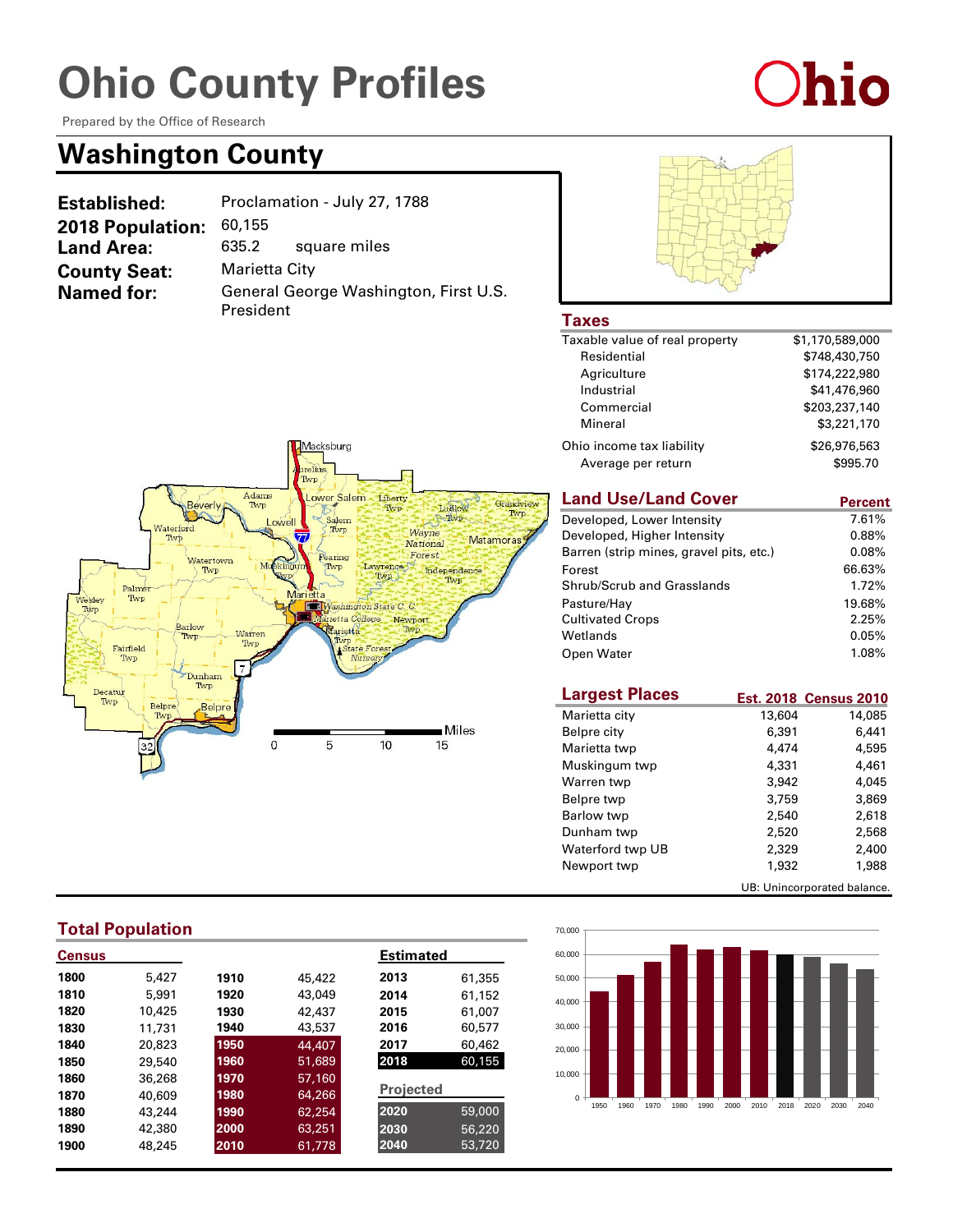# Ohio County Profiles

Prepared by the Office of Research

## Washington County

| | |
|---|---|
| **Established:** | Proclamation - July 27, 1788 |
| **2018 Population:** | 60,155 |
| **Land Area:** | 635.2 square miles |
| **County Seat:** | Marietta City |
| **Named for:** | General George Washington, First U.S. President |

### Taxes

| | |
|---|---|
| Taxable value of real property | $1,170,589,000 |
| Residential | $748,430,750 |
| Agriculture | $174,222,980 |
| Industrial | $41,476,960 |
| Commercial | $203,237,140 |
| Mineral | $3,221,170 |
| Ohio income tax liability | $26,976,563 |
| Average per return | $995.70 |

### Land Use/Land Cover

| | Percent |
|---|---|
| Developed, Lower Intensity | 7.61% |
| Developed, Higher Intensity | 0.88% |
| Barren (strip mines, gravel pits, etc.) | 0.08% |
| Forest | 66.63% |
| Shrub/Scrub and Grasslands | 1.72% |
| Pasture/Hay | 19.68% |
| Cultivated Crops | 2.25% |
| Wetlands | 0.05% |
| Open Water | 1.08% |

### Largest Places

| | Est. 2018 | Census 2010 |
|---|---|---|
| Marietta city | 13,604 | 14,085 |
| Belpre city | 6,391 | 6,441 |
| Marietta twp | 4,474 | 4,595 |
| Muskingum twp | 4,331 | 4,461 |
| Warren twp | 3,942 | 4,045 |
| Belpre twp | 3,759 | 3,869 |
| Barlow twp | 2,540 | 2,618 |
| Dunham twp | 2,520 | 2,568 |
| Waterford twp UB | 2,329 | 2,400 |
| Newport twp | 1,932 | 1,988 |

UB: Unincorporated balance.

### Total Population

**Census**

| Year | Population | Year | Population |
|---|---|---|---|
| 1800 | 5,427 | 1910 | 45,422 |
| 1810 | 5,991 | 1920 | 43,049 |
| 1820 | 10,425 | 1930 | 42,437 |
| 1830 | 11,731 | 1940 | 43,537 |
| 1840 | 20,823 | 1950 | 44,407 |
| 1850 | 29,540 | 1960 | 51,689 |
| 1860 | 36,268 | 1970 | 57,160 |
| 1870 | 40,609 | 1980 | 64,266 |
| 1880 | 43,244 | 1990 | 62,254 |
| 1890 | 42,380 | 2000 | 63,251 |
| 1900 | 48,245 | 2010 | 61,778 |

**Estimated**

| Year | Population |
|---|---|
| 2013 | 61,355 |
| 2014 | 61,152 |
| 2015 | 61,007 |
| 2016 | 60,577 |
| 2017 | 60,462 |
| 2018 | 60,155 |

**Projected**

| Year | Population |
|---|---|
| 2020 | 59,000 |
| 2030 | 56,220 |
| 2040 | 53,720 |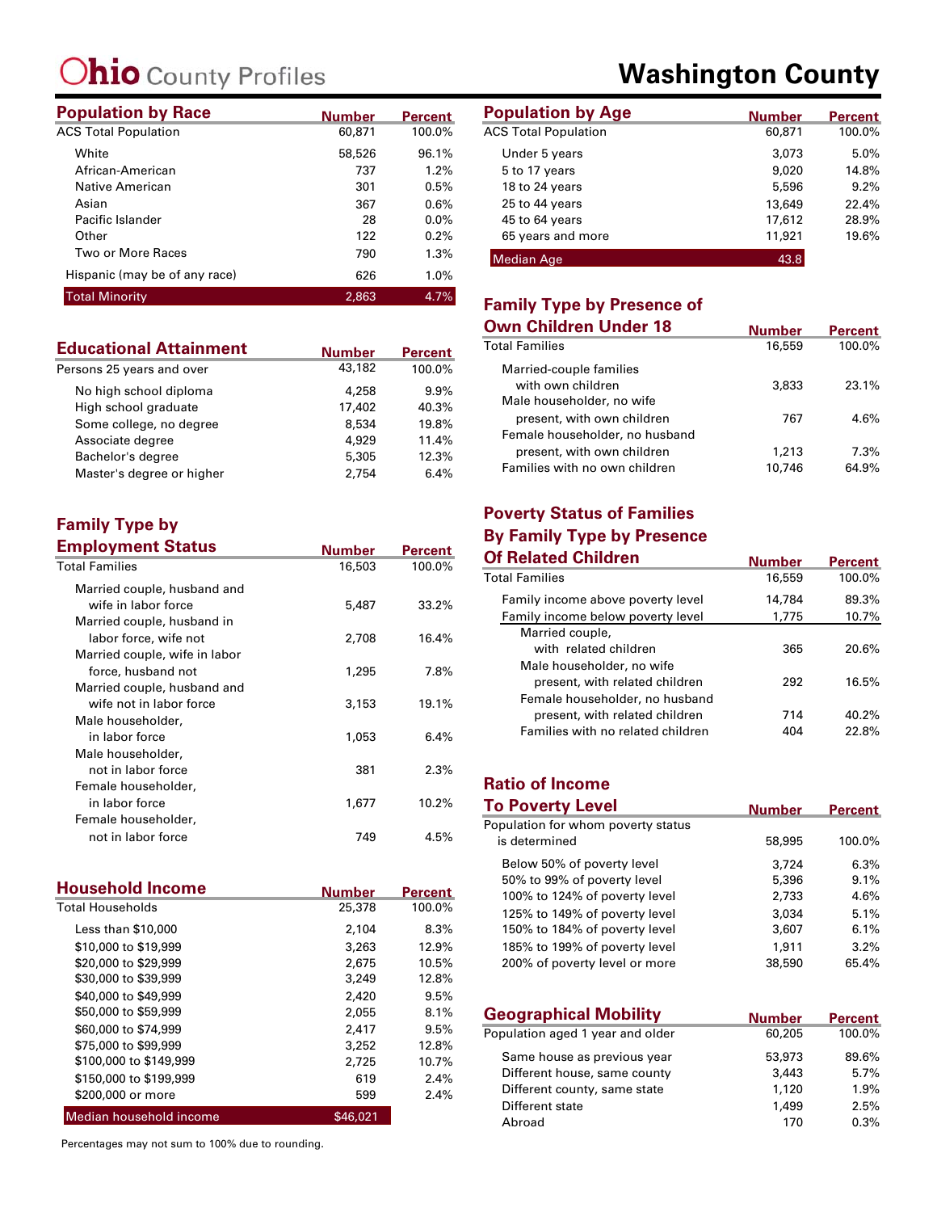# Ohio County Profiles

# Washington County

## Population by Race

| | Number | Percent |
|---|---|---|
| ACS Total Population | 60,871 | 100.0% |
| White | 58,526 | 96.1% |
| African-American | 737 | 1.2% |
| Native American | 301 | 0.5% |
| Asian | 367 | 0.6% |
| Pacific Islander | 28 | 0.0% |
| Other | 122 | 0.2% |
| Two or More Races | 790 | 1.3% |
| Hispanic (may be of any race) | 626 | 1.0% |
| **Total Minority** | **2,863** | **4.7%** |

## Educational Attainment

| | Number | Percent |
|---|---|---|
| Persons 25 years and over | 43,182 | 100.0% |
| No high school diploma | 4,258 | 9.9% |
| High school graduate | 17,402 | 40.3% |
| Some college, no degree | 8,534 | 19.8% |
| Associate degree | 4,929 | 11.4% |
| Bachelor's degree | 5,305 | 12.3% |
| Master's degree or higher | 2,754 | 6.4% |

## Family Type by Employment Status

| | Number | Percent |
|---|---|---|
| Total Families | 16,503 | 100.0% |
| Married couple, husband and wife in labor force | 5,487 | 33.2% |
| Married couple, husband in labor force, wife not | 2,708 | 16.4% |
| Married couple, wife in labor force, husband not | 1,295 | 7.8% |
| Married couple, husband and wife not in labor force | 3,153 | 19.1% |
| Male householder, in labor force | 1,053 | 6.4% |
| Male householder, not in labor force | 381 | 2.3% |
| Female householder, in labor force | 1,677 | 10.2% |
| Female householder, not in labor force | 749 | 4.5% |

## Household Income

| | Number | Percent |
|---|---|---|
| Total Households | 25,378 | 100.0% |
| Less than $10,000 | 2,104 | 8.3% |
| $10,000 to $19,999 | 3,263 | 12.9% |
| $20,000 to $29,999 | 2,675 | 10.5% |
| $30,000 to $39,999 | 3,249 | 12.8% |
| $40,000 to $49,999 | 2,420 | 9.5% |
| $50,000 to $59,999 | 2,055 | 8.1% |
| $60,000 to $74,999 | 2,417 | 9.5% |
| $75,000 to $99,999 | 3,252 | 12.8% |
| $100,000 to $149,999 | 2,725 | 10.7% |
| $150,000 to $199,999 | 619 | 2.4% |
| $200,000 or more | 599 | 2.4% |
| **Median household income** | **$46,021** | |

## Population by Age

| | Number | Percent |
|---|---|---|
| ACS Total Population | 60,871 | 100.0% |
| Under 5 years | 3,073 | 5.0% |
| 5 to 17 years | 9,020 | 14.8% |
| 18 to 24 years | 5,596 | 9.2% |
| 25 to 44 years | 13,649 | 22.4% |
| 45 to 64 years | 17,612 | 28.9% |
| 65 years and more | 11,921 | 19.6% |
| **Median Age** | **43.8** | |

## Family Type by Presence of Own Children Under 18

| | Number | Percent |
|---|---|---|
| Total Families | 16,559 | 100.0% |
| Married-couple families with own children | 3,833 | 23.1% |
| Male householder, no wife present, with own children | 767 | 4.6% |
| Female householder, no husband present, with own children | 1,213 | 7.3% |
| Families with no own children | 10,746 | 64.9% |

## Poverty Status of Families By Family Type by Presence Of Related Children

| | Number | Percent |
|---|---|---|
| Total Families | 16,559 | 100.0% |
| Family income above poverty level | 14,784 | 89.3% |
| Family income below poverty level | 1,775 | 10.7% |
| Married couple, with related children | 365 | 20.6% |
| Male householder, no wife present, with related children | 292 | 16.5% |
| Female householder, no husband present, with related children | 714 | 40.2% |
| Families with no related children | 404 | 22.8% |

## Ratio of Income To Poverty Level

| | Number | Percent |
|---|---|---|
| Population for whom poverty status is determined | 58,995 | 100.0% |
| Below 50% of poverty level | 3,724 | 6.3% |
| 50% to 99% of poverty level | 5,396 | 9.1% |
| 100% to 124% of poverty level | 2,733 | 4.6% |
| 125% to 149% of poverty level | 3,034 | 5.1% |
| 150% to 184% of poverty level | 3,607 | 6.1% |
| 185% to 199% of poverty level | 1,911 | 3.2% |
| 200% of poverty level or more | 38,590 | 65.4% |

## Geographical Mobility

| | Number | Percent |
|---|---|---|
| Population aged 1 year and older | 60,205 | 100.0% |
| Same house as previous year | 53,973 | 89.6% |
| Different house, same county | 3,443 | 5.7% |
| Different county, same state | 1,120 | 1.9% |
| Different state | 1,499 | 2.5% |
| Abroad | 170 | 0.3% |

Percentages may not sum to 100% due to rounding.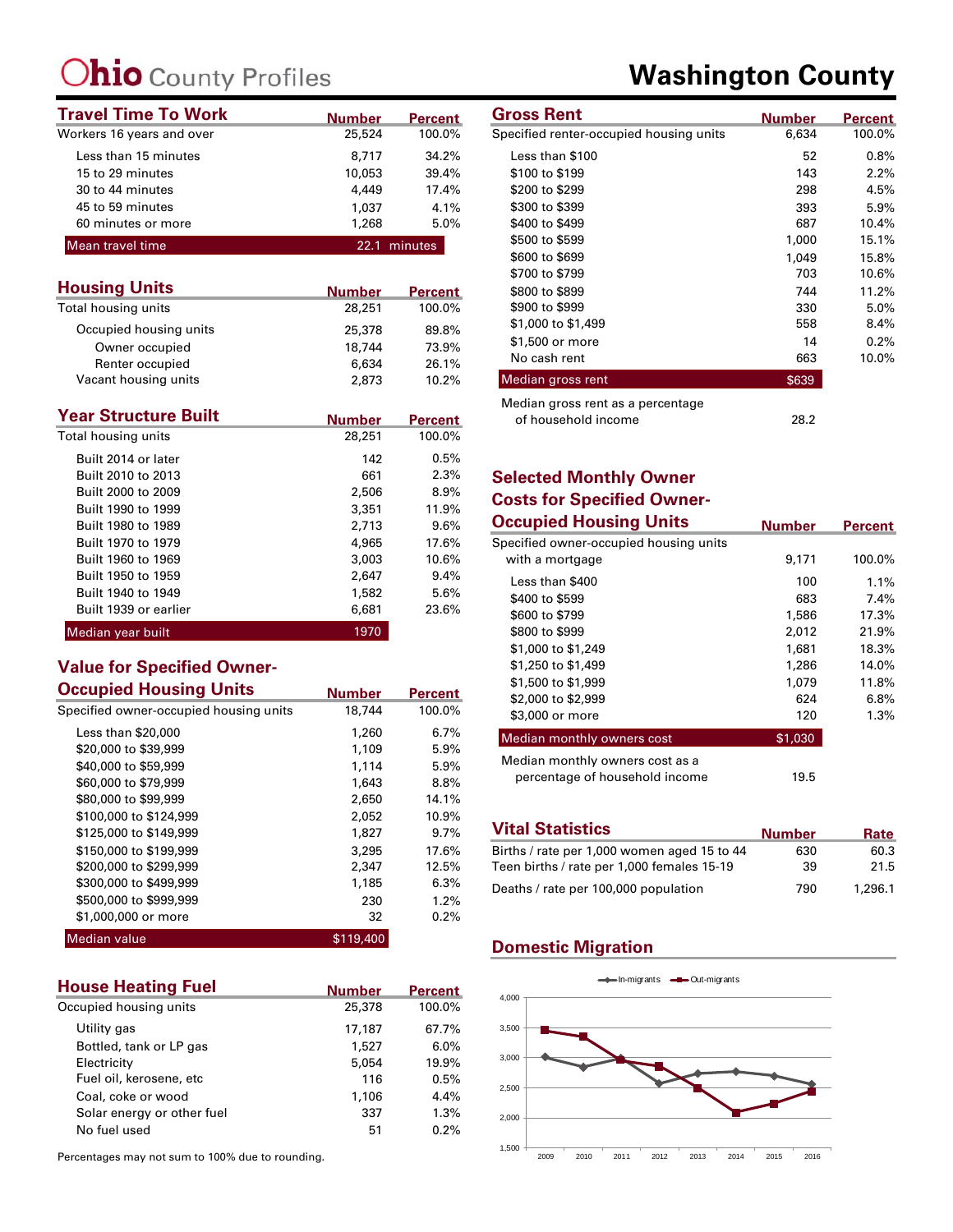# Ohio County Profiles

# Washington County

## Travel Time To Work

| | Number | Percent |
|---|---|---|
| Workers 16 years and over | 25,524 | 100.0% |
| Less than 15 minutes | 8,717 | 34.2% |
| 15 to 29 minutes | 10,053 | 39.4% |
| 30 to 44 minutes | 4,449 | 17.4% |
| 45 to 59 minutes | 1,037 | 4.1% |
| 60 minutes or more | 1,268 | 5.0% |
| Mean travel time | 22.1 minutes | |

## Housing Units

| | Number | Percent |
|---|---|---|
| Total housing units | 28,251 | 100.0% |
| Occupied housing units | 25,378 | 89.8% |
| Owner occupied | 18,744 | 73.9% |
| Renter occupied | 6,634 | 26.1% |
| Vacant housing units | 2,873 | 10.2% |

## Year Structure Built

| | Number | Percent |
|---|---|---|
| Total housing units | 28,251 | 100.0% |
| Built 2014 or later | 142 | 0.5% |
| Built 2010 to 2013 | 661 | 2.3% |
| Built 2000 to 2009 | 2,506 | 8.9% |
| Built 1990 to 1999 | 3,351 | 11.9% |
| Built 1980 to 1989 | 2,713 | 9.6% |
| Built 1970 to 1979 | 4,965 | 17.6% |
| Built 1960 to 1969 | 3,003 | 10.6% |
| Built 1950 to 1959 | 2,647 | 9.4% |
| Built 1940 to 1949 | 1,582 | 5.6% |
| Built 1939 or earlier | 6,681 | 23.6% |
| Median year built | 1970 | |

## Value for Specified Owner-Occupied Housing Units

| | Number | Percent |
|---|---|---|
| Specified owner-occupied housing units | 18,744 | 100.0% |
| Less than $20,000 | 1,260 | 6.7% |
| $20,000 to $39,999 | 1,109 | 5.9% |
| $40,000 to $59,999 | 1,114 | 5.9% |
| $60,000 to $79,999 | 1,643 | 8.8% |
| $80,000 to $99,999 | 2,650 | 14.1% |
| $100,000 to $124,999 | 2,052 | 10.9% |
| $125,000 to $149,999 | 1,827 | 9.7% |
| $150,000 to $199,999 | 3,295 | 17.6% |
| $200,000 to $299,999 | 2,347 | 12.5% |
| $300,000 to $499,999 | 1,185 | 6.3% |
| $500,000 to $999,999 | 230 | 1.2% |
| $1,000,000 or more | 32 | 0.2% |
| Median value | $119,400 | |

## House Heating Fuel

| | Number | Percent |
|---|---|---|
| Occupied housing units | 25,378 | 100.0% |
| Utility gas | 17,187 | 67.7% |
| Bottled, tank or LP gas | 1,527 | 6.0% |
| Electricity | 5,054 | 19.9% |
| Fuel oil, kerosene, etc | 116 | 0.5% |
| Coal, coke or wood | 1,106 | 4.4% |
| Solar energy or other fuel | 337 | 1.3% |
| No fuel used | 51 | 0.2% |

Percentages may not sum to 100% due to rounding.

## Gross Rent

| | Number | Percent |
|---|---|---|
| Specified renter-occupied housing units | 6,634 | 100.0% |
| Less than $100 | 52 | 0.8% |
| $100 to $199 | 143 | 2.2% |
| $200 to $299 | 298 | 4.5% |
| $300 to $399 | 393 | 5.9% |
| $400 to $499 | 687 | 10.4% |
| $500 to $599 | 1,000 | 15.1% |
| $600 to $699 | 1,049 | 15.8% |
| $700 to $799 | 703 | 10.6% |
| $800 to $899 | 744 | 11.2% |
| $900 to $999 | 330 | 5.0% |
| $1,000 to $1,499 | 558 | 8.4% |
| $1,500 or more | 14 | 0.2% |
| No cash rent | 663 | 10.0% |
| Median gross rent | $639 | |
| Median gross rent as a percentage of household income | 28.2 | |

## Selected Monthly Owner Costs for Specified Owner-Occupied Housing Units

| | Number | Percent |
|---|---|---|
| Specified owner-occupied housing units with a mortgage | 9,171 | 100.0% |
| Less than $400 | 100 | 1.1% |
| $400 to $599 | 683 | 7.4% |
| $600 to $799 | 1,586 | 17.3% |
| $800 to $999 | 2,012 | 21.9% |
| $1,000 to $1,249 | 1,681 | 18.3% |
| $1,250 to $1,499 | 1,286 | 14.0% |
| $1,500 to $1,999 | 1,079 | 11.8% |
| $2,000 to $2,999 | 624 | 6.8% |
| $3,000 or more | 120 | 1.3% |
| Median monthly owners cost | $1,030 | |
| Median monthly owners cost as a percentage of household income | 19.5 | |

## Vital Statistics

| | Number | Rate |
|---|---|---|
| Births / rate per 1,000 women aged 15 to 44 | 630 | 60.3 |
| Teen births / rate per 1,000 females 15-19 | 39 | 21.5 |
| Deaths / rate per 100,000 population | 790 | 1,296.1 |

## Domestic Migration

| Year | In-migrants | Out-migrants |
|---|---|---|
| 2009 | ~3,000 | ~3,450 |
| 2010 | ~2,850 | ~3,350 |
| 2011 | ~2,980 | ~2,950 |
| 2012 | ~2,560 | ~2,850 |
| 2013 | ~2,730 | ~2,480 |
| 2014 | ~2,760 | ~2,080 |
| 2015 | ~2,700 | ~2,230 |
| 2016 | ~2,550 | ~2,430 |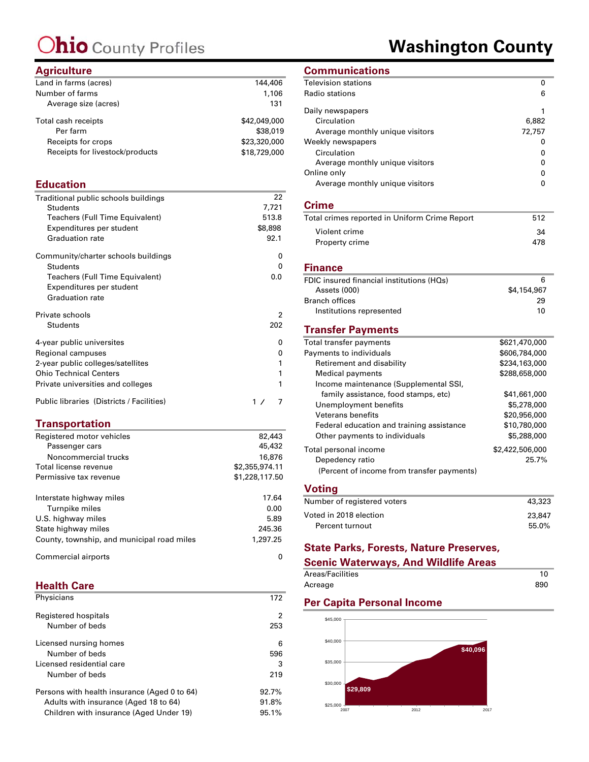# Ohio County Profiles — Washington County

## Agriculture

| | |
|---|---|
| Land in farms (acres) | 144,406 |
| Number of farms | 1,106 |
| Average size (acres) | 131 |
| Total cash receipts | $42,049,000 |
| Per farm | $38,019 |
| Receipts for crops | $23,320,000 |
| Receipts for livestock/products | $18,729,000 |

## Education

| | |
|---|---|
| Traditional public schools buildings | 22 |
| Students | 7,721 |
| Teachers (Full Time Equivalent) | 513.8 |
| Expenditures per student | $8,898 |
| Graduation rate | 92.1 |
| Community/charter schools buildings | 0 |
| Students | 0 |
| Teachers (Full Time Equivalent) | 0.0 |
| Expenditures per student | |
| Graduation rate | |
| Private schools | 2 |
| Students | 202 |
| 4-year public universites | 0 |
| Regional campuses | 0 |
| 2-year public colleges/satellites | 1 |
| Ohio Technical Centers | 1 |
| Private universities and colleges | 1 |
| Public libraries (Districts / Facilities) | 1 / 7 |

## Transportation

| | |
|---|---|
| Registered motor vehicles | 82,443 |
| Passenger cars | 45,432 |
| Noncommercial trucks | 16,876 |
| Total license revenue | $2,355,974.11 |
| Permissive tax revenue | $1,228,117.50 |
| Interstate highway miles | 17.64 |
| Turnpike miles | 0.00 |
| U.S. highway miles | 5.89 |
| State highway miles | 245.36 |
| County, township, and municipal road miles | 1,297.25 |
| Commercial airports | 0 |

## Health Care

| | |
|---|---|
| Physicians | 172 |
| Registered hospitals | 2 |
| Number of beds | 253 |
| Licensed nursing homes | 6 |
| Number of beds | 596 |
| Licensed residential care | 3 |
| Number of beds | 219 |
| Persons with health insurance (Aged 0 to 64) | 92.7% |
| Adults with insurance (Aged 18 to 64) | 91.8% |
| Children with insurance (Aged Under 19) | 95.1% |

## Communications

| | |
|---|---|
| Television stations | 0 |
| Radio stations | 6 |
| Daily newspapers | 1 |
| Circulation | 6,882 |
| Average monthly unique visitors | 72,757 |
| Weekly newspapers | 0 |
| Circulation | 0 |
| Average monthly unique visitors | 0 |
| Online only | 0 |
| Average monthly unique visitors | 0 |

## Crime

| | |
|---|---|
| Total crimes reported in Uniform Crime Report | 512 |
| Violent crime | 34 |
| Property crime | 478 |

## Finance

| | |
|---|---|
| FDIC insured financial institutions (HQs) | 6 |
| Assets (000) | $4,154,967 |
| Branch offices | 29 |
| Institutions represented | 10 |

## Transfer Payments

| | |
|---|---|
| Total transfer payments | $621,470,000 |
| Payments to individuals | $606,784,000 |
| Retirement and disability | $234,163,000 |
| Medical payments | $288,658,000 |
| Income maintenance (Supplemental SSI, family assistance, food stamps, etc) | $41,661,000 |
| Unemployment benefits | $5,278,000 |
| Veterans benefits | $20,956,000 |
| Federal education and training assistance | $10,780,000 |
| Other payments to individuals | $5,288,000 |
| Total personal income | $2,422,506,000 |
| Depedency ratio (Percent of income from transfer payments) | 25.7% |

## Voting

| | |
|---|---|
| Number of registered voters | 43,323 |
| Voted in 2018 election | 23,847 |
| Percent turnout | 55.0% |

## State Parks, Forests, Nature Preserves, Scenic Waterways, And Wildlife Areas

| | |
|---|---|
| Areas/Facilities | 10 |
| Acreage | 890 |

## Per Capita Personal Income

2007: $29,809 — 2017: $40,096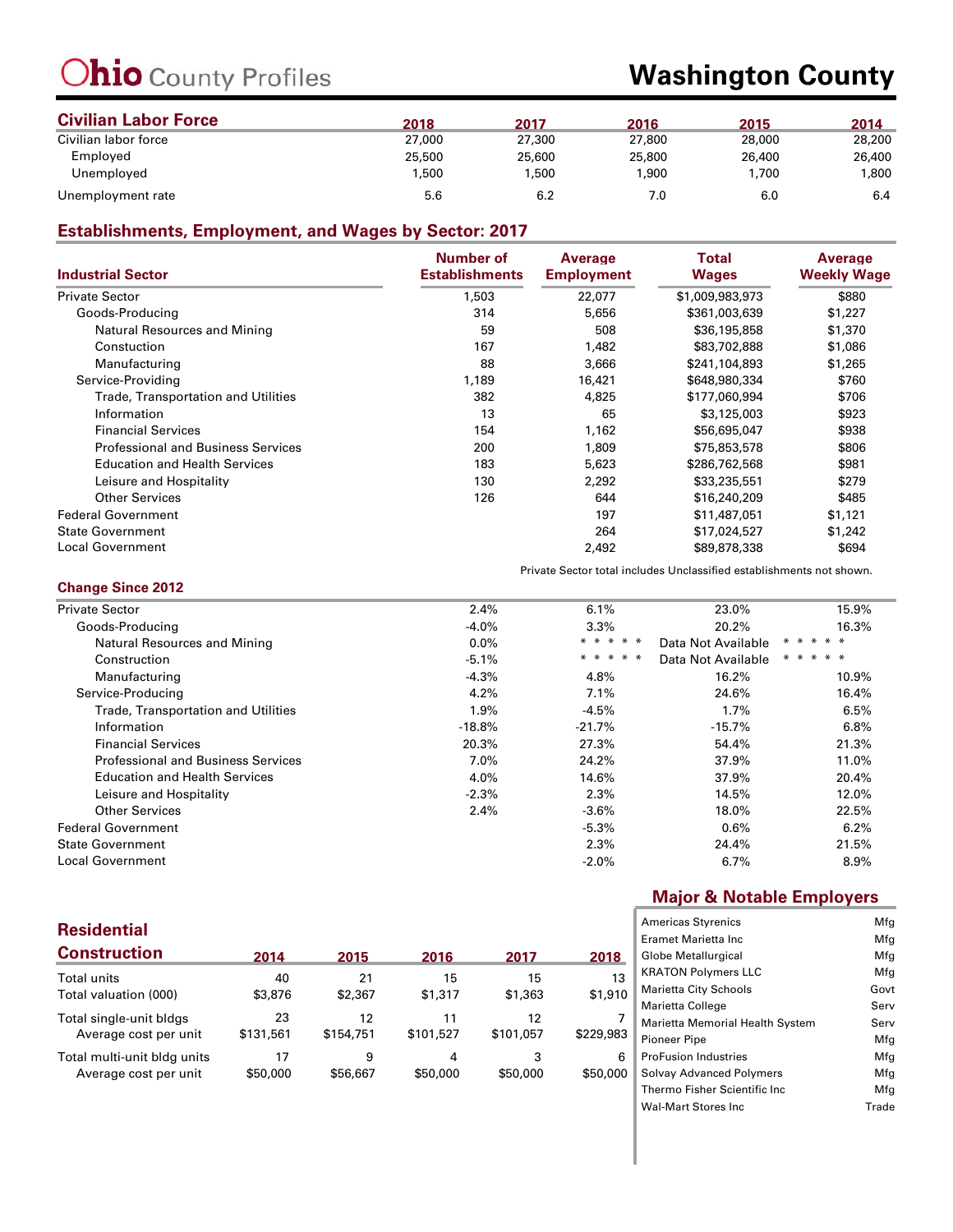# Ohio County Profiles — Washington County

## Civilian Labor Force

| Civilian Labor Force | 2018 | 2017 | 2016 | 2015 | 2014 |
|---|---|---|---|---|---|
| Civilian labor force | 27,000 | 27,300 | 27,800 | 28,000 | 28,200 |
| Employed | 25,500 | 25,600 | 25,800 | 26,400 | 26,400 |
| Unemployed | 1,500 | 1,500 | 1,900 | 1,700 | 1,800 |
| Unemployment rate | 5.6 | 6.2 | 7.0 | 6.0 | 6.4 |

## Establishments, Employment, and Wages by Sector: 2017

| Industrial Sector | Number of Establishments | Average Employment | Total Wages | Average Weekly Wage |
|---|---|---|---|---|
| Private Sector | 1,503 | 22,077 | $1,009,983,973 | $880 |
| Goods-Producing | 314 | 5,656 | $361,003,639 | $1,227 |
| Natural Resources and Mining | 59 | 508 | $36,195,858 | $1,370 |
| Constuction | 167 | 1,482 | $83,702,888 | $1,086 |
| Manufacturing | 88 | 3,666 | $241,104,893 | $1,265 |
| Service-Providing | 1,189 | 16,421 | $648,980,334 | $760 |
| Trade, Transportation and Utilities | 382 | 4,825 | $177,060,994 | $706 |
| Information | 13 | 65 | $3,125,003 | $923 |
| Financial Services | 154 | 1,162 | $56,695,047 | $938 |
| Professional and Business Services | 200 | 1,809 | $75,853,578 | $806 |
| Education and Health Services | 183 | 5,623 | $286,762,568 | $981 |
| Leisure and Hospitality | 130 | 2,292 | $33,235,551 | $279 |
| Other Services | 126 | 644 | $16,240,209 | $485 |
| Federal Government | | 197 | $11,487,051 | $1,121 |
| State Government | | 264 | $17,024,527 | $1,242 |
| Local Government | | 2,492 | $89,878,338 | $694 |

Private Sector total includes Unclassified establishments not shown.

### Change Since 2012

| Industrial Sector | Number of Establishments | Average Employment | Total Wages | Average Weekly Wage |
|---|---|---|---|---|
| Private Sector | 2.4% | 6.1% | 23.0% | 15.9% |
| Goods-Producing | -4.0% | 3.3% | 20.2% | 16.3% |
| Natural Resources and Mining | 0.0% | * * * * * | Data Not Available | * * * * * |
| Construction | -5.1% | * * * * * | Data Not Available | * * * * * |
| Manufacturing | -4.3% | 4.8% | 16.2% | 10.9% |
| Service-Producing | 4.2% | 7.1% | 24.6% | 16.4% |
| Trade, Transportation and Utilities | 1.9% | -4.5% | 1.7% | 6.5% |
| Information | -18.8% | -21.7% | -15.7% | 6.8% |
| Financial Services | 20.3% | 27.3% | 54.4% | 21.3% |
| Professional and Business Services | 7.0% | 24.2% | 37.9% | 11.0% |
| Education and Health Services | 4.0% | 14.6% | 37.9% | 20.4% |
| Leisure and Hospitality | -2.3% | 2.3% | 14.5% | 12.0% |
| Other Services | 2.4% | -3.6% | 18.0% | 22.5% |
| Federal Government | | -5.3% | 0.6% | 6.2% |
| State Government | | 2.3% | 24.4% | 21.5% |
| Local Government | | -2.0% | 6.7% | 8.9% |

## Residential Construction

| | 2014 | 2015 | 2016 | 2017 | 2018 |
|---|---|---|---|---|---|
| Total units | 40 | 21 | 15 | 15 | 13 |
| Total valuation (000) | $3,876 | $2,367 | $1,317 | $1,363 | $1,910 |
| Total single-unit bldgs | 23 | 12 | 11 | 12 | 7 |
| Average cost per unit | $131,561 | $154,751 | $101,527 | $101,057 | $229,983 |
| Total multi-unit bldg units | 17 | 9 | 4 | 3 | 6 |
| Average cost per unit | $50,000 | $56,667 | $50,000 | $50,000 | $50,000 |

## Major & Notable Employers

| | |
|---|---|
| Americas Styrenics | Mfg |
| Eramet Marietta Inc | Mfg |
| Globe Metallurgical | Mfg |
| KRATON Polymers LLC | Mfg |
| Marietta City Schools | Govt |
| Marietta College | Serv |
| Marietta Memorial Health System | Serv |
| Pioneer Pipe | Mfg |
| ProFusion Industries | Mfg |
| Solvay Advanced Polymers | Mfg |
| Thermo Fisher Scientific Inc | Mfg |
| Wal-Mart Stores Inc | Trade |